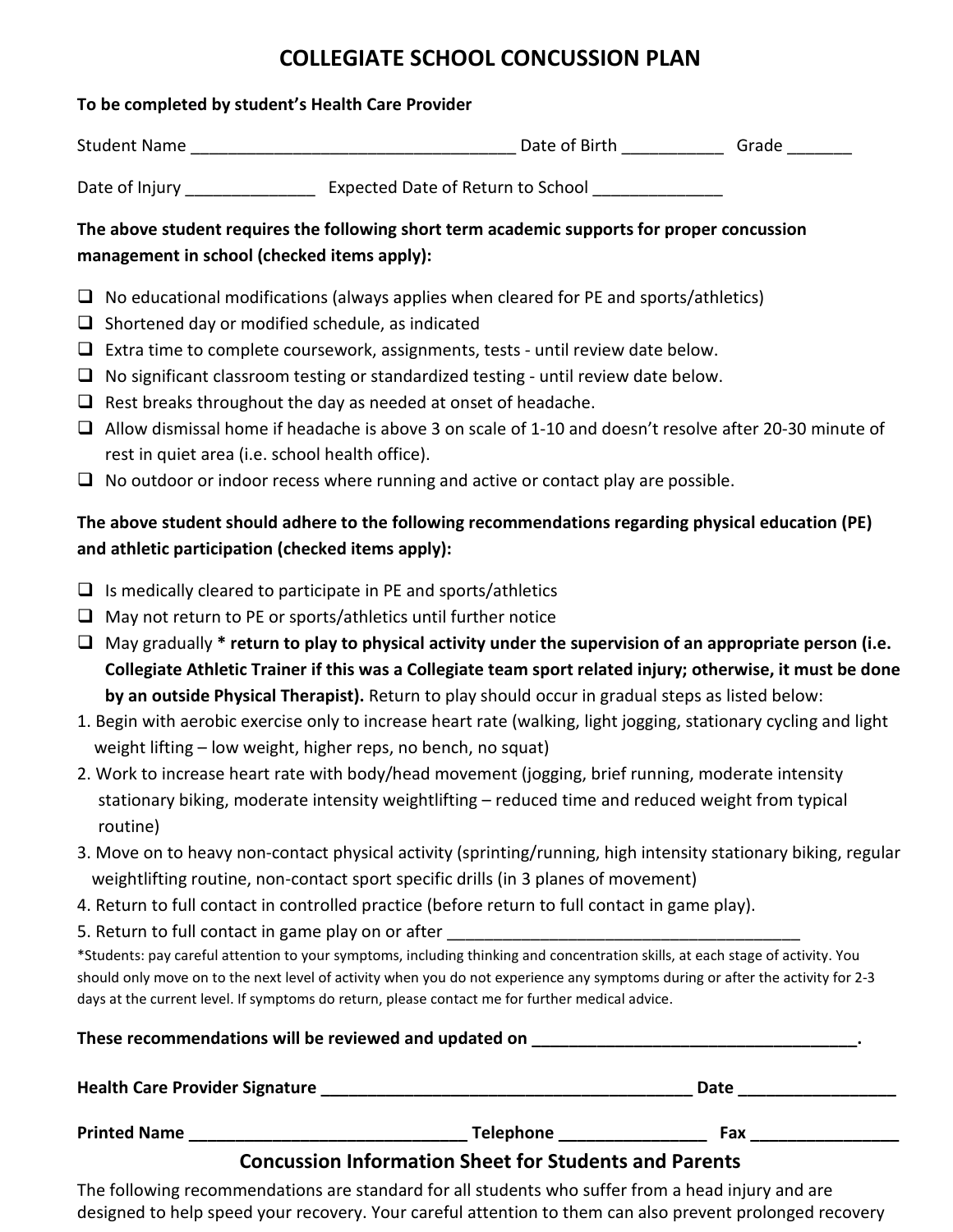# COLLEGIATE SCHOOL CONCUSSION PLAN

**To be completed by student's Health Care Provider**

Student Name ___________________________________ Date of Birth __________ Grade _______

Date of Injury _____________ Expected Date of Return to School _____________

**The above student requires the following short term academic supports for proper concussion management in school (checked items apply):**

- ❑ No educational modifications (always applies when cleared for PE and sports/athletics)
- ❑ Shortened day or modified schedule, as indicated
- ❑ Extra time to complete coursework, assignments, tests - until review date below.
- ❑ No significant classroom testing or standardized testing - until review date below.
- ❑ Rest breaks throughout the day as needed at onset of headache.
- ❑ Allow dismissal home if headache is above 3 on scale of 1-10 and doesn't resolve after 20-30 minute of rest in quiet area (i.e. school health office).
- ❑ No outdoor or indoor recess where running and active or contact play are possible.

**The above student should adhere to the following recommendations regarding physical education (PE) and athletic participation (checked items apply):**

- ❑ Is medically cleared to participate in PE and sports/athletics
- ❑ May not return to PE or sports/athletics until further notice
- ❑ May gradually **\* return to play to physical activity under the supervision of an appropriate person (i.e. Collegiate Athletic Trainer if this was a Collegiate team sport related injury; otherwise, it must be done by an outside Physical Therapist).** Return to play should occur in gradual steps as listed below:

1. Begin with aerobic exercise only to increase heart rate (walking, light jogging, stationary cycling and light weight lifting – low weight, higher reps, no bench, no squat)
2. Work to increase heart rate with body/head movement (jogging, brief running, moderate intensity stationary biking, moderate intensity weightlifting – reduced time and reduced weight from typical routine)
3. Move on to heavy non-contact physical activity (sprinting/running, high intensity stationary biking, regular weightlifting routine, non-contact sport specific drills (in 3 planes of movement)
4. Return to full contact in controlled practice (before return to full contact in game play).
5. Return to full contact in game play on or after ______________________________________

*Students: pay careful attention to your symptoms, including thinking and concentration skills, at each stage of activity. You should only move on to the next level of activity when you do not experience any symptoms during or after the activity for 2-3 days at the current level. If symptoms do return, please contact me for further medical advice.

**These recommendations will be reviewed and updated on ___________________________________.**

**Health Care Provider Signature _________________________________________ Date ________________**

**Printed Name ______________________________ Telephone _______________ Fax ________________**

## Concussion Information Sheet for Students and Parents

The following recommendations are standard for all students who suffer from a head injury and are designed to help speed your recovery. Your careful attention to them can also prevent prolonged recovery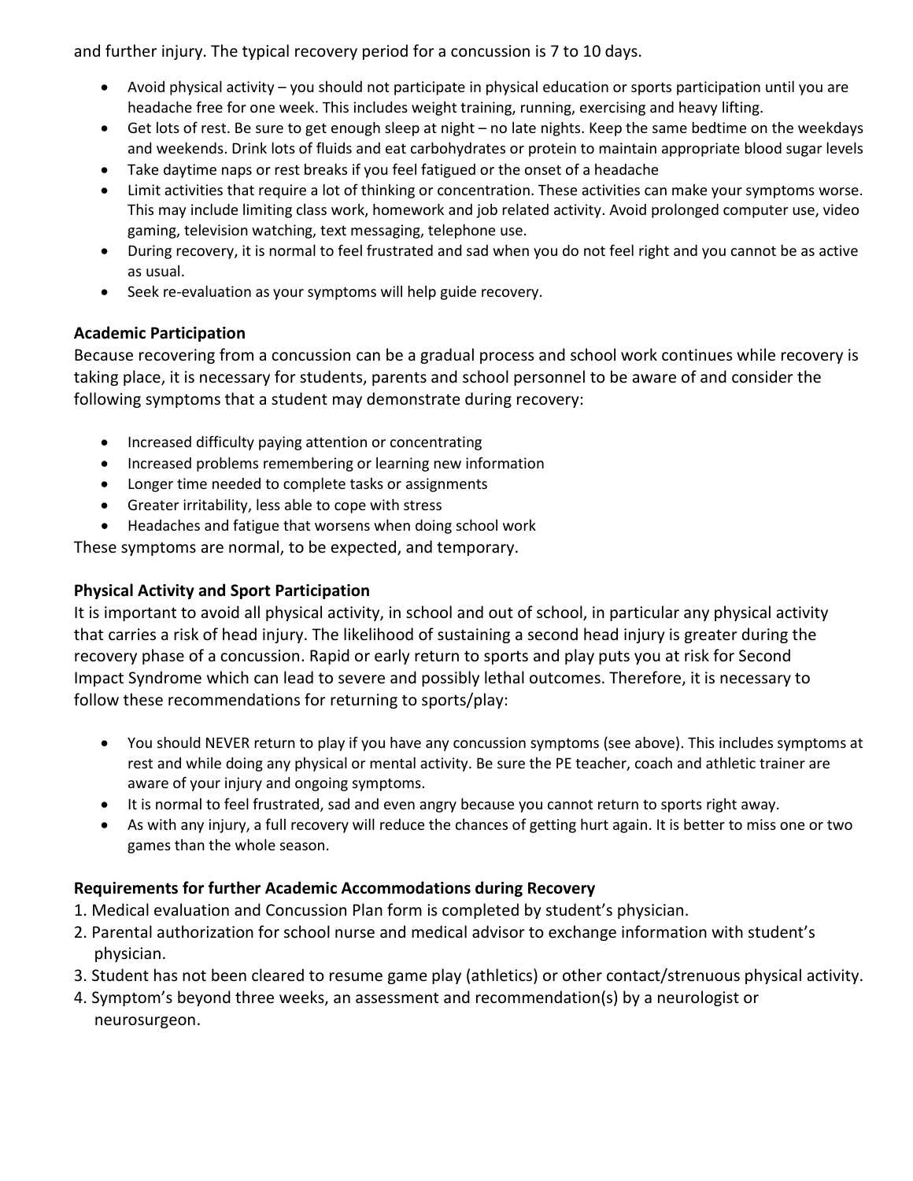and further injury. The typical recovery period for a concussion is 7 to 10 days.

- Avoid physical activity – you should not participate in physical education or sports participation until you are headache free for one week. This includes weight training, running, exercising and heavy lifting.
- Get lots of rest. Be sure to get enough sleep at night – no late nights. Keep the same bedtime on the weekdays and weekends. Drink lots of fluids and eat carbohydrates or protein to maintain appropriate blood sugar levels
- Take daytime naps or rest breaks if you feel fatigued or the onset of a headache
- Limit activities that require a lot of thinking or concentration. These activities can make your symptoms worse. This may include limiting class work, homework and job related activity. Avoid prolonged computer use, video gaming, television watching, text messaging, telephone use.
- During recovery, it is normal to feel frustrated and sad when you do not feel right and you cannot be as active as usual.
- Seek re-evaluation as your symptoms will help guide recovery.

**Academic Participation**

Because recovering from a concussion can be a gradual process and school work continues while recovery is taking place, it is necessary for students, parents and school personnel to be aware of and consider the following symptoms that a student may demonstrate during recovery:

- Increased difficulty paying attention or concentrating
- Increased problems remembering or learning new information
- Longer time needed to complete tasks or assignments
- Greater irritability, less able to cope with stress
- Headaches and fatigue that worsens when doing school work

These symptoms are normal, to be expected, and temporary.

**Physical Activity and Sport Participation**

It is important to avoid all physical activity, in school and out of school, in particular any physical activity that carries a risk of head injury. The likelihood of sustaining a second head injury is greater during the recovery phase of a concussion. Rapid or early return to sports and play puts you at risk for Second Impact Syndrome which can lead to severe and possibly lethal outcomes. Therefore, it is necessary to follow these recommendations for returning to sports/play:

- You should NEVER return to play if you have any concussion symptoms (see above). This includes symptoms at rest and while doing any physical or mental activity. Be sure the PE teacher, coach and athletic trainer are aware of your injury and ongoing symptoms.
- It is normal to feel frustrated, sad and even angry because you cannot return to sports right away.
- As with any injury, a full recovery will reduce the chances of getting hurt again. It is better to miss one or two games than the whole season.

**Requirements for further Academic Accommodations during Recovery**

1. Medical evaluation and Concussion Plan form is completed by student's physician.
2. Parental authorization for school nurse and medical advisor to exchange information with student's physician.
3. Student has not been cleared to resume game play (athletics) or other contact/strenuous physical activity.
4. Symptom's beyond three weeks, an assessment and recommendation(s) by a neurologist or neurosurgeon.